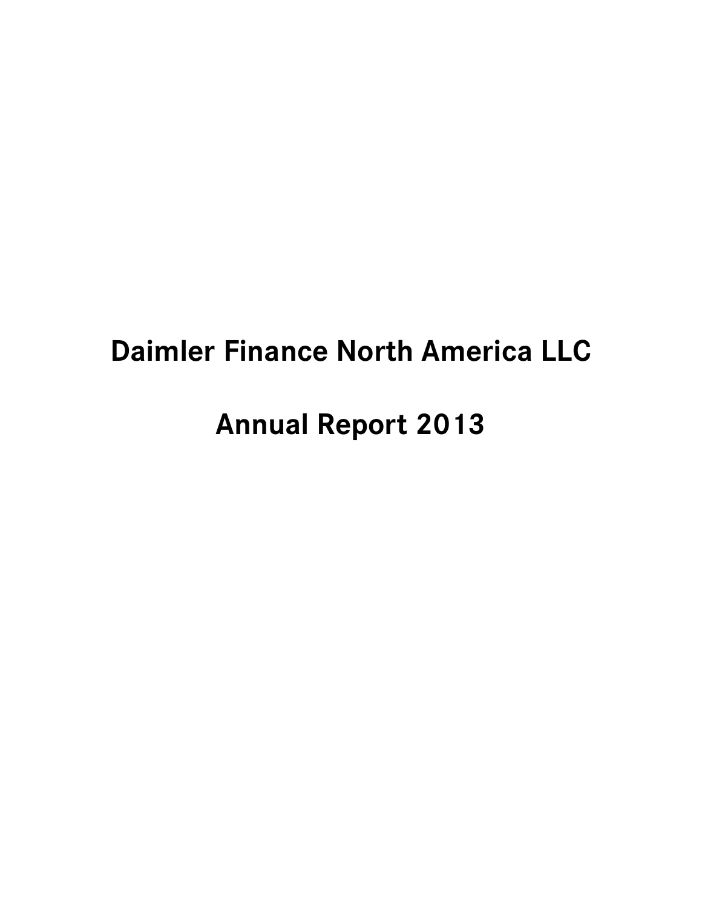# Daimler Finance North America LLC

# Annual Report 2013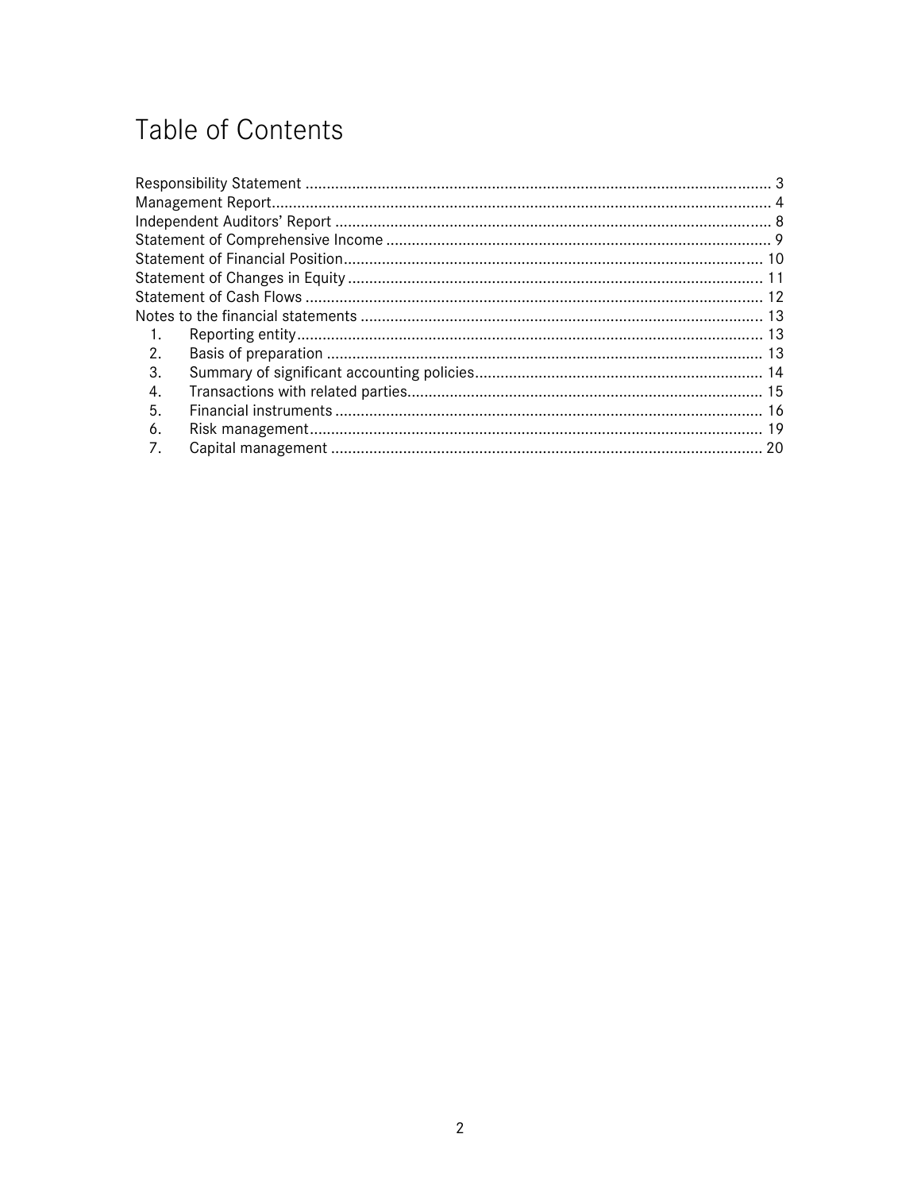# Table of Contents

Responsibility Statement ........................................................................................................... 3
Management Report.................................................................................................................. 4
Independent Auditors' Report ................................................................................................... 8
Statement of Comprehensive Income ........................................................................................ 9
Statement of Financial Position................................................................................................ 10
Statement of Changes in Equity ............................................................................................... 11
Statement of Cash Flows .......................................................................................................... 12
Notes to the financial statements ............................................................................................. 13

1. Reporting entity............................................................................................................ 13
2. Basis of preparation ...................................................................................................... 13
3. Summary of significant accounting policies.................................................................... 14
4. Transactions with related parties.................................................................................... 15
5. Financial instruments .................................................................................................... 16
6. Risk management.......................................................................................................... 19
7. Capital management ..................................................................................................... 20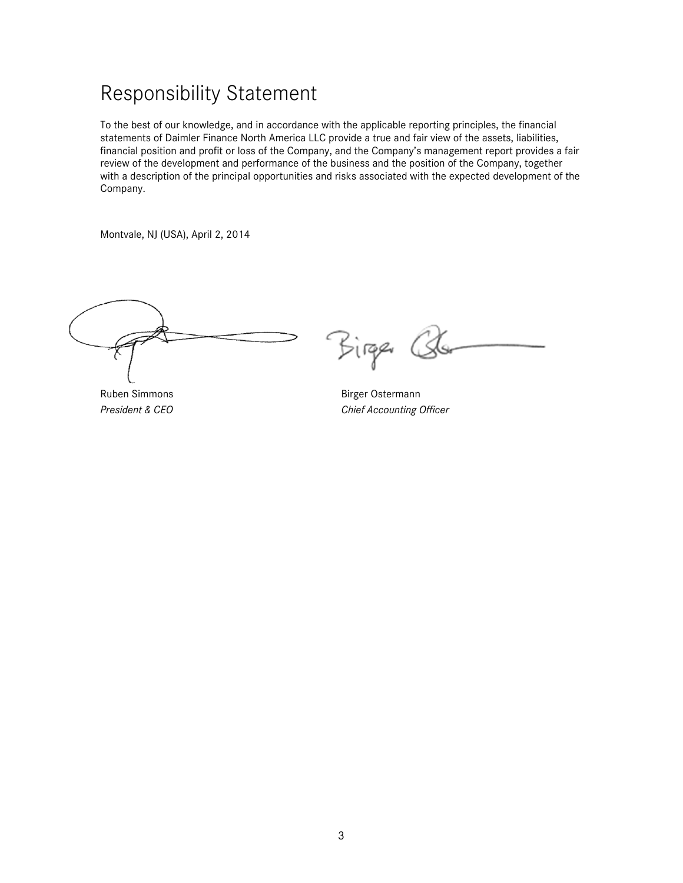# Responsibility Statement

To the best of our knowledge, and in accordance with the applicable reporting principles, the financial statements of Daimler Finance North America LLC provide a true and fair view of the assets, liabilities, financial position and profit or loss of the Company, and the Company's management report provides a fair review of the development and performance of the business and the position of the Company, together with a description of the principal opportunities and risks associated with the expected development of the Company.

Montvale, NJ (USA), April 2, 2014

| | |
|---|---|
| Ruben Simmons | Birger Ostermann |
| *President & CEO* | *Chief Accounting Officer* |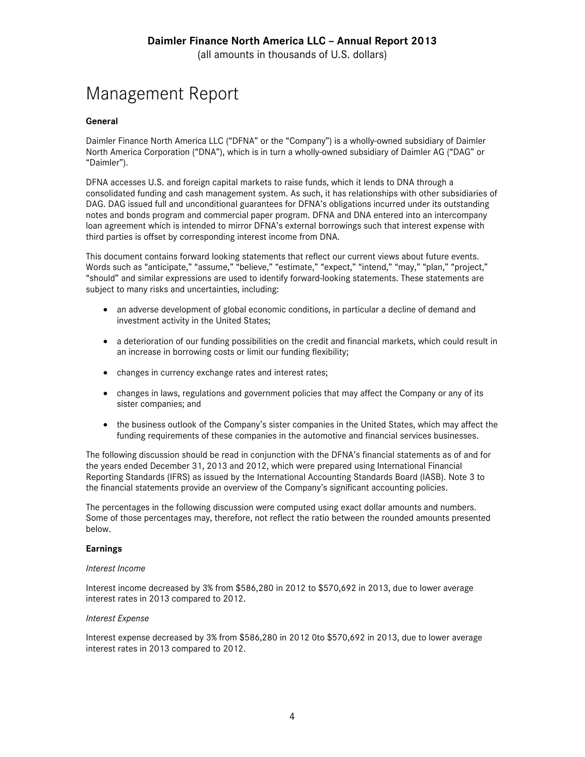# Management Report

**General**

Daimler Finance North America LLC ("DFNA" or the "Company") is a wholly-owned subsidiary of Daimler North America Corporation ("DNA"), which is in turn a wholly-owned subsidiary of Daimler AG ("DAG" or "Daimler").

DFNA accesses U.S. and foreign capital markets to raise funds, which it lends to DNA through a consolidated funding and cash management system. As such, it has relationships with other subsidiaries of DAG. DAG issued full and unconditional guarantees for DFNA's obligations incurred under its outstanding notes and bonds program and commercial paper program. DFNA and DNA entered into an intercompany loan agreement which is intended to mirror DFNA's external borrowings such that interest expense with third parties is offset by corresponding interest income from DNA.

This document contains forward looking statements that reflect our current views about future events. Words such as "anticipate," "assume," "believe," "estimate," "expect," "intend," "may," "plan," "project," "should" and similar expressions are used to identify forward-looking statements. These statements are subject to many risks and uncertainties, including:

- an adverse development of global economic conditions, in particular a decline of demand and investment activity in the United States;
- a deterioration of our funding possibilities on the credit and financial markets, which could result in an increase in borrowing costs or limit our funding flexibility;
- changes in currency exchange rates and interest rates;
- changes in laws, regulations and government policies that may affect the Company or any of its sister companies; and
- the business outlook of the Company's sister companies in the United States, which may affect the funding requirements of these companies in the automotive and financial services businesses.

The following discussion should be read in conjunction with the DFNA's financial statements as of and for the years ended December 31, 2013 and 2012, which were prepared using International Financial Reporting Standards (IFRS) as issued by the International Accounting Standards Board (IASB). Note 3 to the financial statements provide an overview of the Company's significant accounting policies.

The percentages in the following discussion were computed using exact dollar amounts and numbers. Some of those percentages may, therefore, not reflect the ratio between the rounded amounts presented below.

**Earnings**

*Interest Income*

Interest income decreased by 3% from $586,280 in 2012 to $570,692 in 2013, due to lower average interest rates in 2013 compared to 2012.

*Interest Expense*

Interest expense decreased by 3% from $586,280 in 2012 0to $570,692 in 2013, due to lower average interest rates in 2013 compared to 2012.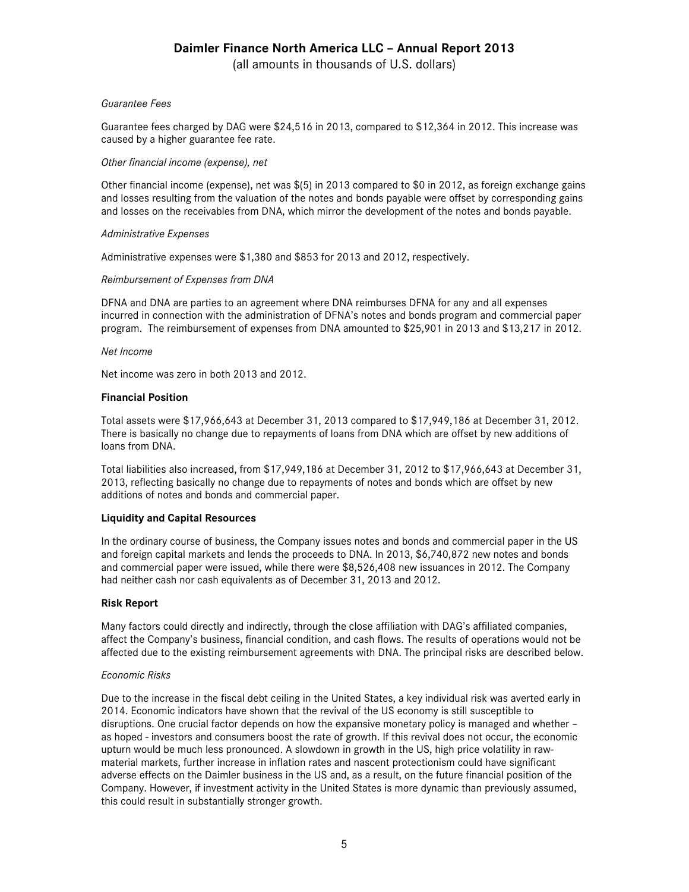*Guarantee Fees*

Guarantee fees charged by DAG were $24,516 in 2013, compared to $12,364 in 2012. This increase was caused by a higher guarantee fee rate.

*Other financial income (expense), net*

Other financial income (expense), net was $(5) in 2013 compared to $0 in 2012, as foreign exchange gains and losses resulting from the valuation of the notes and bonds payable were offset by corresponding gains and losses on the receivables from DNA, which mirror the development of the notes and bonds payable.

*Administrative Expenses*

Administrative expenses were $1,380 and $853 for 2013 and 2012, respectively.

*Reimbursement of Expenses from DNA*

DFNA and DNA are parties to an agreement where DNA reimburses DFNA for any and all expenses incurred in connection with the administration of DFNA's notes and bonds program and commercial paper program. The reimbursement of expenses from DNA amounted to $25,901 in 2013 and $13,217 in 2012.

*Net Income*

Net income was zero in both 2013 and 2012.

**Financial Position**

Total assets were $17,966,643 at December 31, 2013 compared to $17,949,186 at December 31, 2012. There is basically no change due to repayments of loans from DNA which are offset by new additions of loans from DNA.

Total liabilities also increased, from $17,949,186 at December 31, 2012 to $17,966,643 at December 31, 2013, reflecting basically no change due to repayments of notes and bonds which are offset by new additions of notes and bonds and commercial paper.

**Liquidity and Capital Resources**

In the ordinary course of business, the Company issues notes and bonds and commercial paper in the US and foreign capital markets and lends the proceeds to DNA. In 2013, $6,740,872 new notes and bonds and commercial paper were issued, while there were $8,526,408 new issuances in 2012. The Company had neither cash nor cash equivalents as of December 31, 2013 and 2012.

**Risk Report**

Many factors could directly and indirectly, through the close affiliation with DAG's affiliated companies, affect the Company's business, financial condition, and cash flows. The results of operations would not be affected due to the existing reimbursement agreements with DNA. The principal risks are described below.

*Economic Risks*

Due to the increase in the fiscal debt ceiling in the United States, a key individual risk was averted early in 2014. Economic indicators have shown that the revival of the US economy is still susceptible to disruptions. One crucial factor depends on how the expansive monetary policy is managed and whether – as hoped - investors and consumers boost the rate of growth. If this revival does not occur, the economic upturn would be much less pronounced. A slowdown in growth in the US, high price volatility in raw-material markets, further increase in inflation rates and nascent protectionism could have significant adverse effects on the Daimler business in the US and, as a result, on the future financial position of the Company. However, if investment activity in the United States is more dynamic than previously assumed, this could result in substantially stronger growth.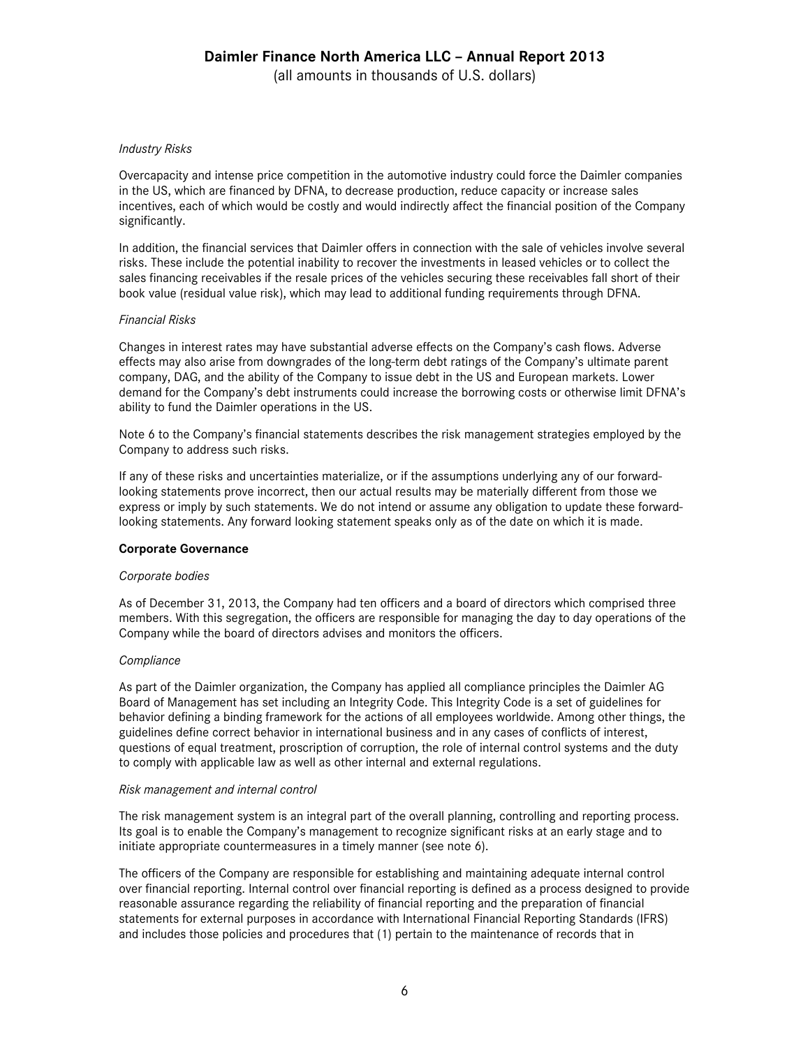*Industry Risks*

Overcapacity and intense price competition in the automotive industry could force the Daimler companies in the US, which are financed by DFNA, to decrease production, reduce capacity or increase sales incentives, each of which would be costly and would indirectly affect the financial position of the Company significantly.

In addition, the financial services that Daimler offers in connection with the sale of vehicles involve several risks. These include the potential inability to recover the investments in leased vehicles or to collect the sales financing receivables if the resale prices of the vehicles securing these receivables fall short of their book value (residual value risk), which may lead to additional funding requirements through DFNA.

*Financial Risks*

Changes in interest rates may have substantial adverse effects on the Company's cash flows. Adverse effects may also arise from downgrades of the long-term debt ratings of the Company's ultimate parent company, DAG, and the ability of the Company to issue debt in the US and European markets. Lower demand for the Company's debt instruments could increase the borrowing costs or otherwise limit DFNA's ability to fund the Daimler operations in the US.

Note 6 to the Company's financial statements describes the risk management strategies employed by the Company to address such risks.

If any of these risks and uncertainties materialize, or if the assumptions underlying any of our forward-looking statements prove incorrect, then our actual results may be materially different from those we express or imply by such statements. We do not intend or assume any obligation to update these forward-looking statements. Any forward looking statement speaks only as of the date on which it is made.

**Corporate Governance**

*Corporate bodies*

As of December 31, 2013, the Company had ten officers and a board of directors which comprised three members. With this segregation, the officers are responsible for managing the day to day operations of the Company while the board of directors advises and monitors the officers.

*Compliance*

As part of the Daimler organization, the Company has applied all compliance principles the Daimler AG Board of Management has set including an Integrity Code. This Integrity Code is a set of guidelines for behavior defining a binding framework for the actions of all employees worldwide. Among other things, the guidelines define correct behavior in international business and in any cases of conflicts of interest, questions of equal treatment, proscription of corruption, the role of internal control systems and the duty to comply with applicable law as well as other internal and external regulations.

*Risk management and internal control*

The risk management system is an integral part of the overall planning, controlling and reporting process. Its goal is to enable the Company's management to recognize significant risks at an early stage and to initiate appropriate countermeasures in a timely manner (see note 6).

The officers of the Company are responsible for establishing and maintaining adequate internal control over financial reporting. Internal control over financial reporting is defined as a process designed to provide reasonable assurance regarding the reliability of financial reporting and the preparation of financial statements for external purposes in accordance with International Financial Reporting Standards (IFRS) and includes those policies and procedures that (1) pertain to the maintenance of records that in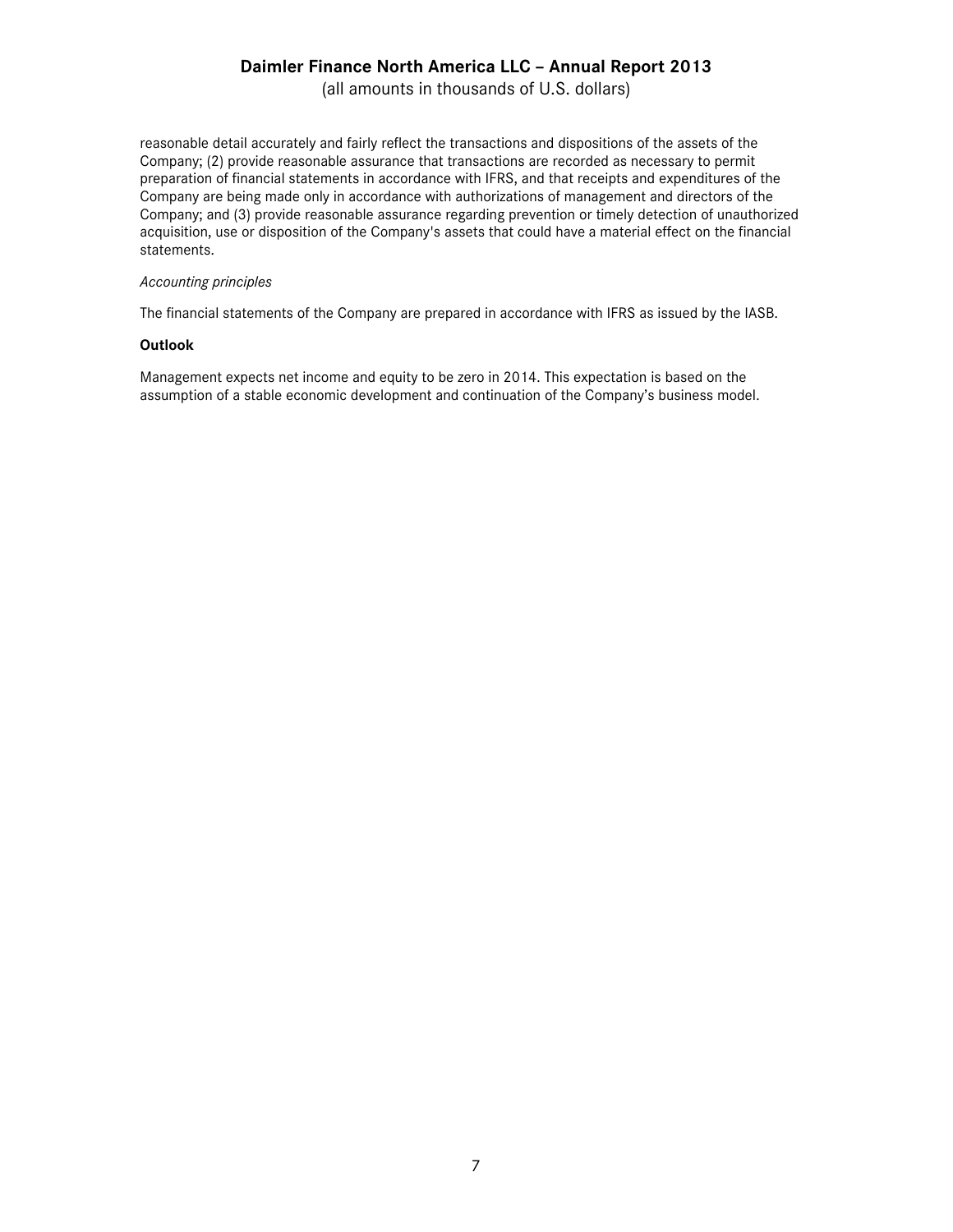reasonable detail accurately and fairly reflect the transactions and dispositions of the assets of the Company; (2) provide reasonable assurance that transactions are recorded as necessary to permit preparation of financial statements in accordance with IFRS, and that receipts and expenditures of the Company are being made only in accordance with authorizations of management and directors of the Company; and (3) provide reasonable assurance regarding prevention or timely detection of unauthorized acquisition, use or disposition of the Company's assets that could have a material effect on the financial statements.

*Accounting principles*

The financial statements of the Company are prepared in accordance with IFRS as issued by the IASB.

**Outlook**

Management expects net income and equity to be zero in 2014. This expectation is based on the assumption of a stable economic development and continuation of the Company's business model.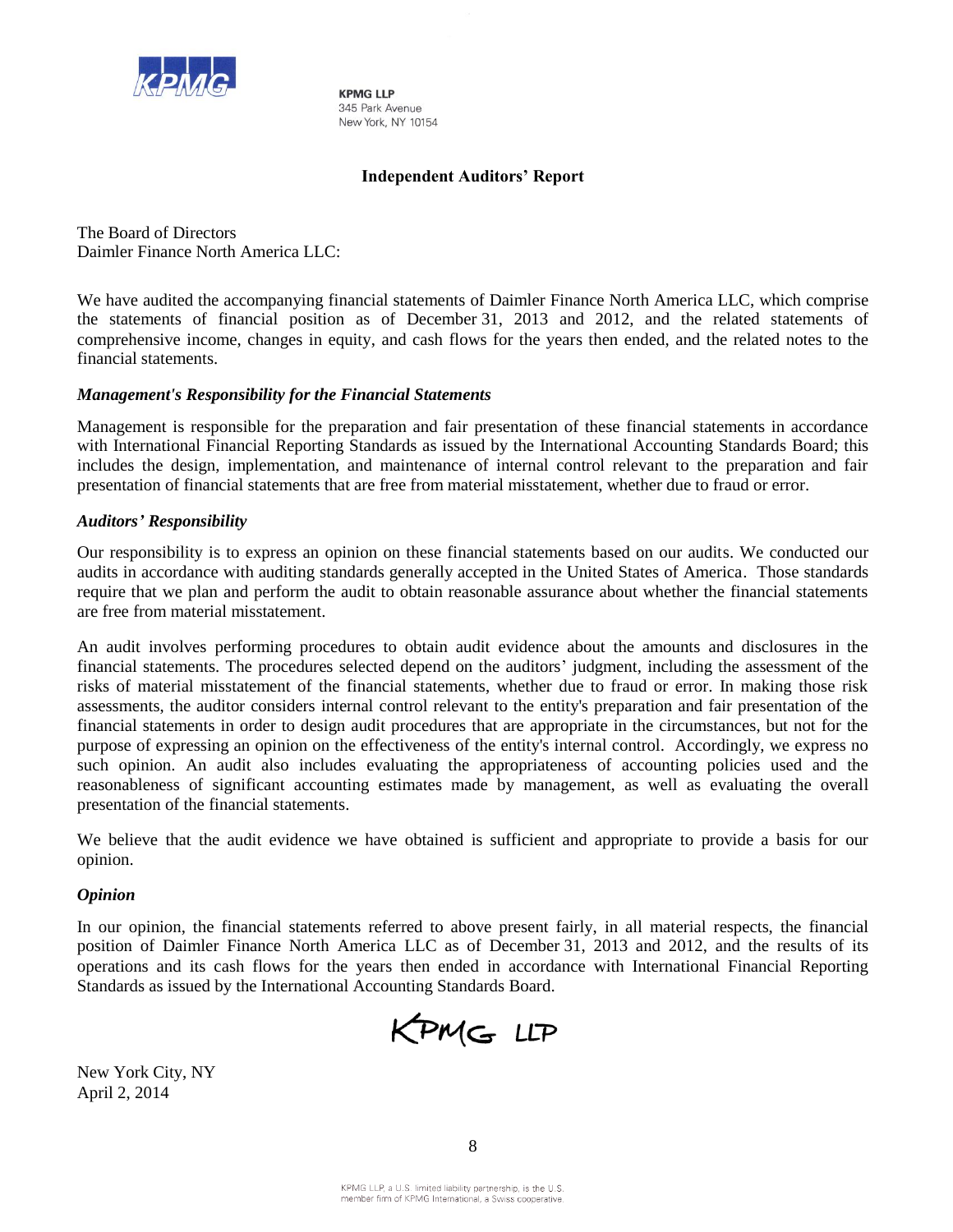**KPMG LLP**
345 Park Avenue
New York, NY 10154

## Independent Auditors' Report

The Board of Directors
Daimler Finance North America LLC:

We have audited the accompanying financial statements of Daimler Finance North America LLC, which comprise the statements of financial position as of December 31, 2013 and 2012, and the related statements of comprehensive income, changes in equity, and cash flows for the years then ended, and the related notes to the financial statements.

### *Management's Responsibility for the Financial Statements*

Management is responsible for the preparation and fair presentation of these financial statements in accordance with International Financial Reporting Standards as issued by the International Accounting Standards Board; this includes the design, implementation, and maintenance of internal control relevant to the preparation and fair presentation of financial statements that are free from material misstatement, whether due to fraud or error.

### *Auditors' Responsibility*

Our responsibility is to express an opinion on these financial statements based on our audits. We conducted our audits in accordance with auditing standards generally accepted in the United States of America. Those standards require that we plan and perform the audit to obtain reasonable assurance about whether the financial statements are free from material misstatement.

An audit involves performing procedures to obtain audit evidence about the amounts and disclosures in the financial statements. The procedures selected depend on the auditors' judgment, including the assessment of the risks of material misstatement of the financial statements, whether due to fraud or error. In making those risk assessments, the auditor considers internal control relevant to the entity's preparation and fair presentation of the financial statements in order to design audit procedures that are appropriate in the circumstances, but not for the purpose of expressing an opinion on the effectiveness of the entity's internal control. Accordingly, we express no such opinion. An audit also includes evaluating the appropriateness of accounting policies used and the reasonableness of significant accounting estimates made by management, as well as evaluating the overall presentation of the financial statements.

We believe that the audit evidence we have obtained is sufficient and appropriate to provide a basis for our opinion.

### *Opinion*

In our opinion, the financial statements referred to above present fairly, in all material respects, the financial position of Daimler Finance North America LLC as of December 31, 2013 and 2012, and the results of its operations and its cash flows for the years then ended in accordance with International Financial Reporting Standards as issued by the International Accounting Standards Board.

KPMG LLP

New York City, NY
April 2, 2014

KPMG LLP, a U.S. limited liability partnership, is the U.S. member firm of KPMG International, a Swiss cooperative.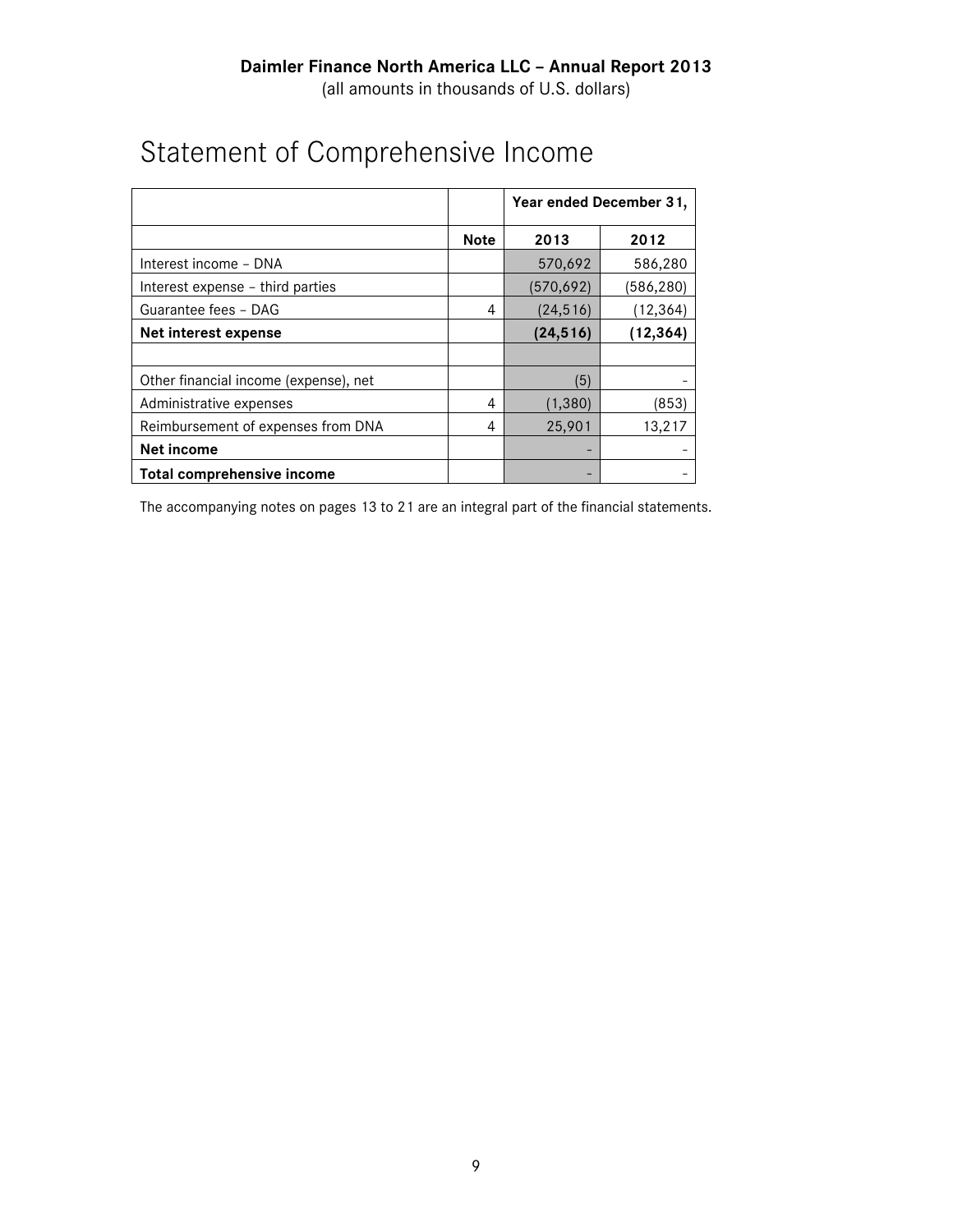# Statement of Comprehensive Income

| | | Year ended December 31, | |
|---|---|---|---|
| | **Note** | **2013** | **2012** |
| Interest income – DNA | | 570,692 | 586,280 |
| Interest expense – third parties | | (570,692) | (586,280) |
| Guarantee fees – DAG | 4 | (24,516) | (12,364) |
| **Net interest expense** | | **(24,516)** | **(12,364)** |
| | | | |
| Other financial income (expense), net | | (5) | - |
| Administrative expenses | 4 | (1,380) | (853) |
| Reimbursement of expenses from DNA | 4 | 25,901 | 13,217 |
| **Net income** | | - | - |
| **Total comprehensive income** | | - | - |

The accompanying notes on pages 13 to 21 are an integral part of the financial statements.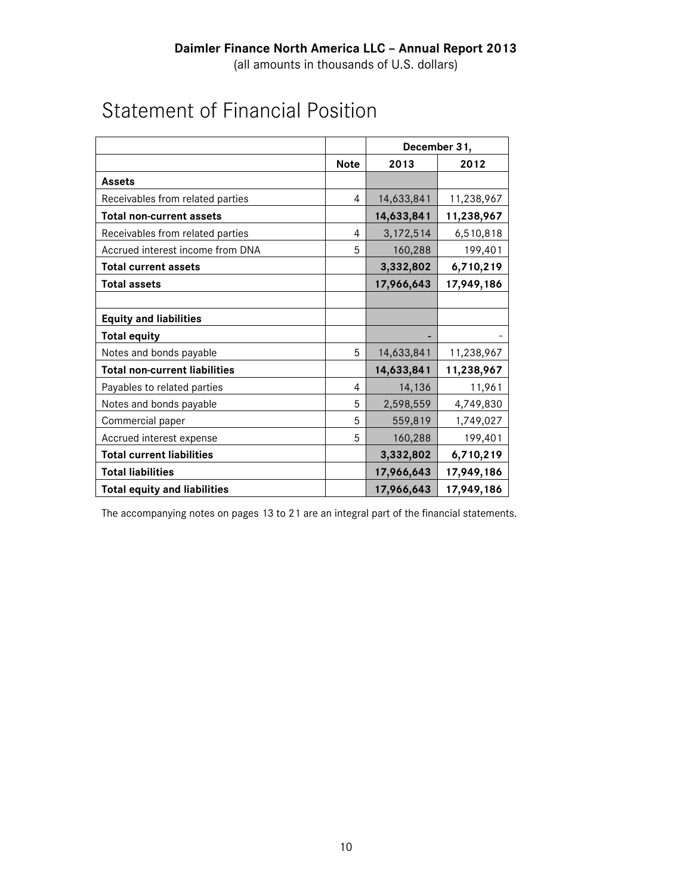**Daimler Finance North America LLC – Annual Report 2013**
(all amounts in thousands of U.S. dollars)

# Statement of Financial Position

| | | December 31, | |
|---|---|---|---|
| | **Note** | **2013** | **2012** |
| **Assets** | | | |
| Receivables from related parties | 4 | 14,633,841 | 11,238,967 |
| **Total non-current assets** | | **14,633,841** | **11,238,967** |
| Receivables from related parties | 4 | 3,172,514 | 6,510,818 |
| Accrued interest income from DNA | 5 | 160,288 | 199,401 |
| **Total current assets** | | **3,332,802** | **6,710,219** |
| **Total assets** | | **17,966,643** | **17,949,186** |
| | | | |
| **Equity and liabilities** | | | |
| **Total equity** | | - | - |
| Notes and bonds payable | 5 | 14,633,841 | 11,238,967 |
| **Total non-current liabilities** | | **14,633,841** | **11,238,967** |
| Payables to related parties | 4 | 14,136 | 11,961 |
| Notes and bonds payable | 5 | 2,598,559 | 4,749,830 |
| Commercial paper | 5 | 559,819 | 1,749,027 |
| Accrued interest expense | 5 | 160,288 | 199,401 |
| **Total current liabilities** | | **3,332,802** | **6,710,219** |
| **Total liabilities** | | **17,966,643** | **17,949,186** |
| **Total equity and liabilities** | | **17,966,643** | **17,949,186** |

The accompanying notes on pages 13 to 21 are an integral part of the financial statements.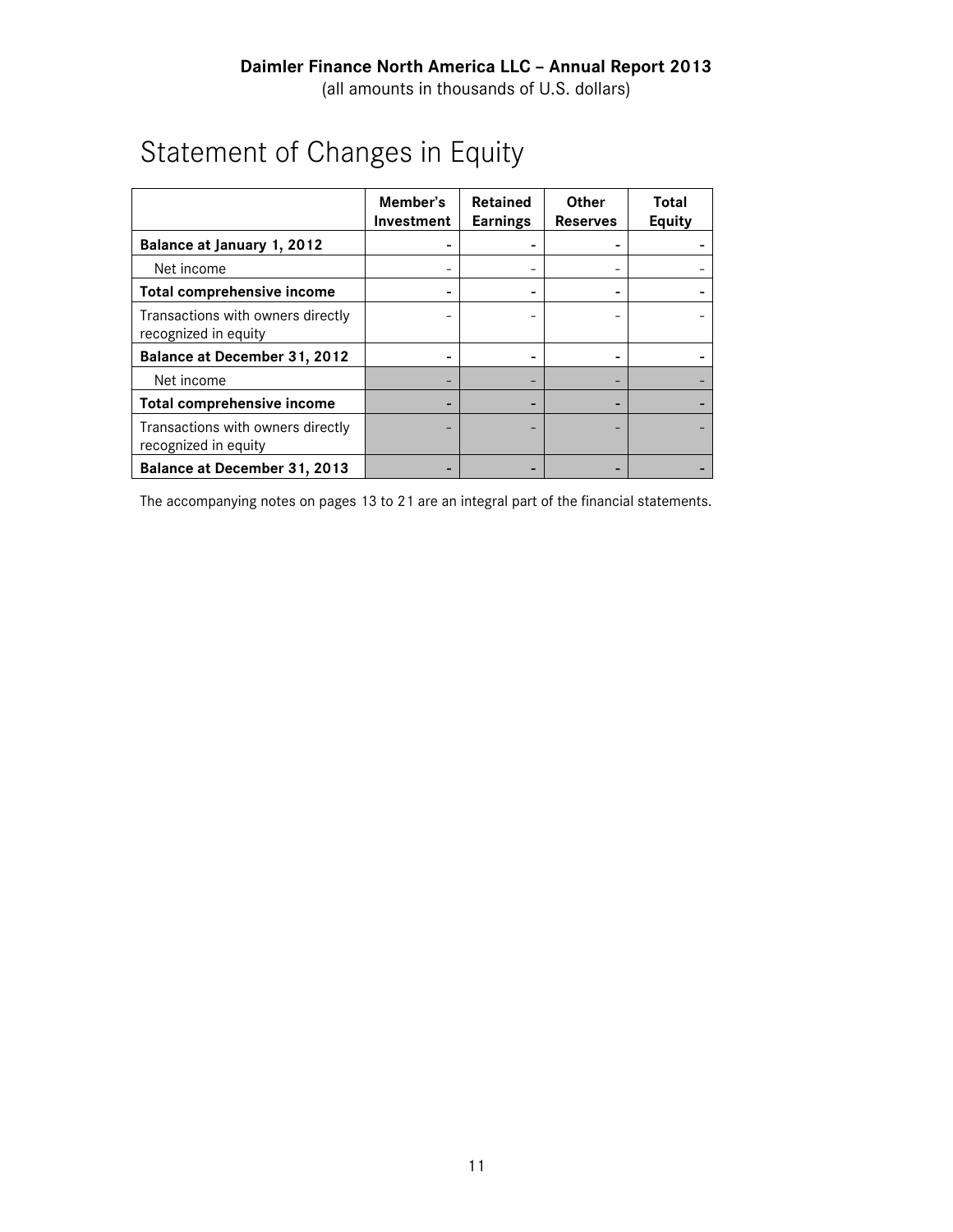Daimler Finance North America LLC – Annual Report 2013
(all amounts in thousands of U.S. dollars)

# Statement of Changes in Equity

| | Member's Investment | Retained Earnings | Other Reserves | Total Equity |
|---|---|---|---|---|
| **Balance at January 1, 2012** | - | - | - | - |
| Net income | - | - | - | - |
| **Total comprehensive income** | - | - | - | - |
| Transactions with owners directly recognized in equity | - | - | - | - |
| **Balance at December 31, 2012** | - | - | - | - |
| Net income | - | - | - | - |
| **Total comprehensive income** | - | - | - | - |
| Transactions with owners directly recognized in equity | - | - | - | - |
| **Balance at December 31, 2013** | - | - | - | - |

The accompanying notes on pages 13 to 21 are an integral part of the financial statements.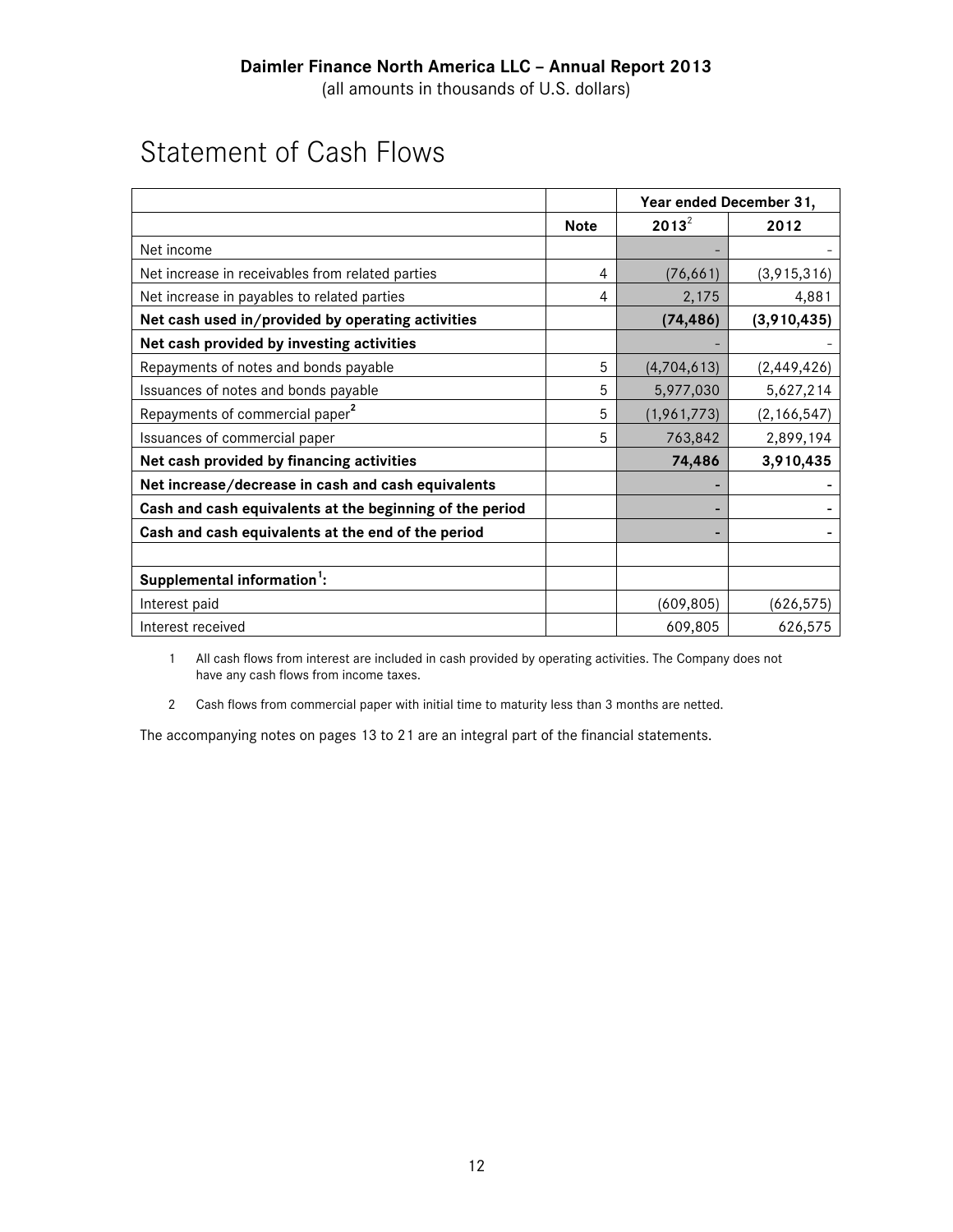**Daimler Finance North America LLC – Annual Report 2013**
(all amounts in thousands of U.S. dollars)

# Statement of Cash Flows

| | | Year ended December 31, | |
|---|---|---|---|
| | **Note** | **2013**[2] | **2012** |
| Net income | | - | - |
| Net increase in receivables from related parties | 4 | (76,661) | (3,915,316) |
| Net increase in payables to related parties | 4 | 2,175 | 4,881 |
| **Net cash used in/provided by operating activities** | | **(74,486)** | **(3,910,435)** |
| **Net cash provided by investing activities** | | - | - |
| Repayments of notes and bonds payable | 5 | (4,704,613) | (2,449,426) |
| Issuances of notes and bonds payable | 5 | 5,977,030 | 5,627,214 |
| Repayments of commercial paper[2] | 5 | (1,961,773) | (2,166,547) |
| Issuances of commercial paper | 5 | 763,842 | 2,899,194 |
| **Net cash provided by financing activities** | | **74,486** | **3,910,435** |
| **Net increase/decrease in cash and cash equivalents** | | - | - |
| **Cash and cash equivalents at the beginning of the period** | | - | - |
| **Cash and cash equivalents at the end of the period** | | - | - |
| | | | |
| **Supplemental information**[1]**:** | | | |
| Interest paid | | (609,805) | (626,575) |
| Interest received | | 609,805 | 626,575 |

1 All cash flows from interest are included in cash provided by operating activities. The Company does not have any cash flows from income taxes.

2 Cash flows from commercial paper with initial time to maturity less than 3 months are netted.

The accompanying notes on pages 13 to 21 are an integral part of the financial statements.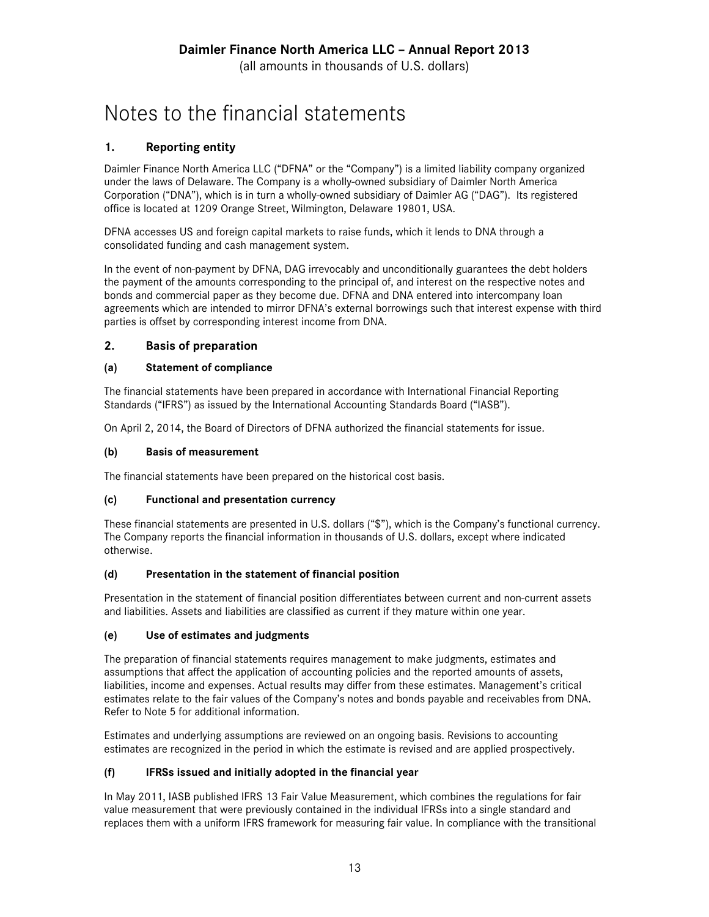# Notes to the financial statements

## 1. Reporting entity

Daimler Finance North America LLC ("DFNA" or the "Company") is a limited liability company organized under the laws of Delaware. The Company is a wholly-owned subsidiary of Daimler North America Corporation ("DNA"), which is in turn a wholly-owned subsidiary of Daimler AG ("DAG"). Its registered office is located at 1209 Orange Street, Wilmington, Delaware 19801, USA.

DFNA accesses US and foreign capital markets to raise funds, which it lends to DNA through a consolidated funding and cash management system.

In the event of non-payment by DFNA, DAG irrevocably and unconditionally guarantees the debt holders the payment of the amounts corresponding to the principal of, and interest on the respective notes and bonds and commercial paper as they become due. DFNA and DNA entered into intercompany loan agreements which are intended to mirror DFNA's external borrowings such that interest expense with third parties is offset by corresponding interest income from DNA.

## 2. Basis of preparation

### (a) Statement of compliance

The financial statements have been prepared in accordance with International Financial Reporting Standards ("IFRS") as issued by the International Accounting Standards Board ("IASB").

On April 2, 2014, the Board of Directors of DFNA authorized the financial statements for issue.

### (b) Basis of measurement

The financial statements have been prepared on the historical cost basis.

### (c) Functional and presentation currency

These financial statements are presented in U.S. dollars ("$"), which is the Company's functional currency. The Company reports the financial information in thousands of U.S. dollars, except where indicated otherwise.

### (d) Presentation in the statement of financial position

Presentation in the statement of financial position differentiates between current and non-current assets and liabilities. Assets and liabilities are classified as current if they mature within one year.

### (e) Use of estimates and judgments

The preparation of financial statements requires management to make judgments, estimates and assumptions that affect the application of accounting policies and the reported amounts of assets, liabilities, income and expenses. Actual results may differ from these estimates. Management's critical estimates relate to the fair values of the Company's notes and bonds payable and receivables from DNA. Refer to Note 5 for additional information.

Estimates and underlying assumptions are reviewed on an ongoing basis. Revisions to accounting estimates are recognized in the period in which the estimate is revised and are applied prospectively.

### (f) IFRSs issued and initially adopted in the financial year

In May 2011, IASB published IFRS 13 Fair Value Measurement, which combines the regulations for fair value measurement that were previously contained in the individual IFRSs into a single standard and replaces them with a uniform IFRS framework for measuring fair value. In compliance with the transitional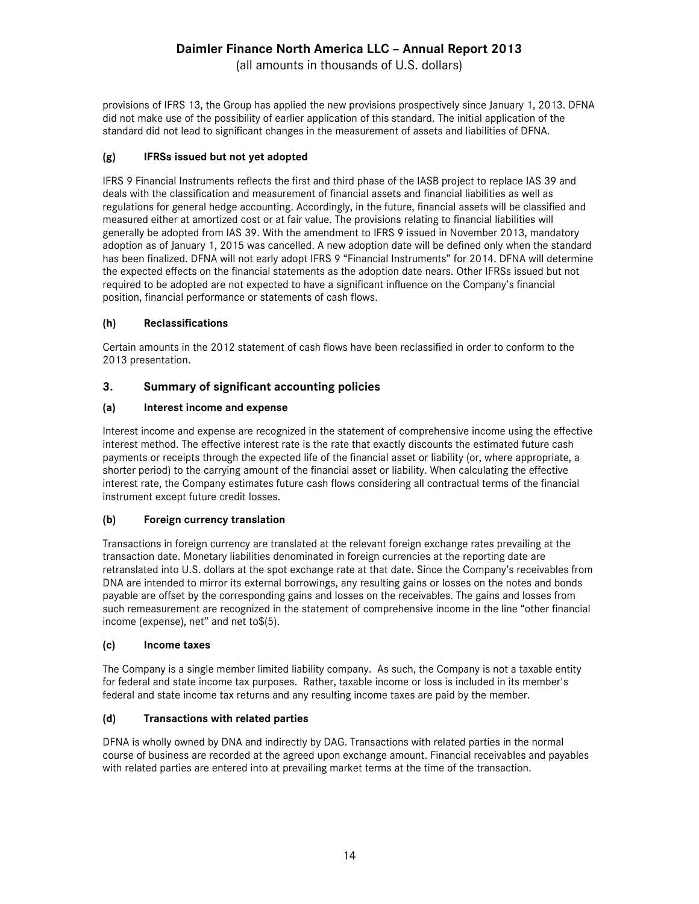provisions of IFRS 13, the Group has applied the new provisions prospectively since January 1, 2013. DFNA did not make use of the possibility of earlier application of this standard. The initial application of the standard did not lead to significant changes in the measurement of assets and liabilities of DFNA.

### (g) IFRSs issued but not yet adopted

IFRS 9 Financial Instruments reflects the first and third phase of the IASB project to replace IAS 39 and deals with the classification and measurement of financial assets and financial liabilities as well as regulations for general hedge accounting. Accordingly, in the future, financial assets will be classified and measured either at amortized cost or at fair value. The provisions relating to financial liabilities will generally be adopted from IAS 39. With the amendment to IFRS 9 issued in November 2013, mandatory adoption as of January 1, 2015 was cancelled. A new adoption date will be defined only when the standard has been finalized. DFNA will not early adopt IFRS 9 "Financial Instruments" for 2014. DFNA will determine the expected effects on the financial statements as the adoption date nears. Other IFRSs issued but not required to be adopted are not expected to have a significant influence on the Company's financial position, financial performance or statements of cash flows.

### (h) Reclassifications

Certain amounts in the 2012 statement of cash flows have been reclassified in order to conform to the 2013 presentation.

## 3. Summary of significant accounting policies

### (a) Interest income and expense

Interest income and expense are recognized in the statement of comprehensive income using the effective interest method. The effective interest rate is the rate that exactly discounts the estimated future cash payments or receipts through the expected life of the financial asset or liability (or, where appropriate, a shorter period) to the carrying amount of the financial asset or liability. When calculating the effective interest rate, the Company estimates future cash flows considering all contractual terms of the financial instrument except future credit losses.

### (b) Foreign currency translation

Transactions in foreign currency are translated at the relevant foreign exchange rates prevailing at the transaction date. Monetary liabilities denominated in foreign currencies at the reporting date are retranslated into U.S. dollars at the spot exchange rate at that date. Since the Company's receivables from DNA are intended to mirror its external borrowings, any resulting gains or losses on the notes and bonds payable are offset by the corresponding gains and losses on the receivables. The gains and losses from such remeasurement are recognized in the statement of comprehensive income in the line "other financial income (expense), net" and net to$(5).

### (c) Income taxes

The Company is a single member limited liability company. As such, the Company is not a taxable entity for federal and state income tax purposes. Rather, taxable income or loss is included in its member's federal and state income tax returns and any resulting income taxes are paid by the member.

### (d) Transactions with related parties

DFNA is wholly owned by DNA and indirectly by DAG. Transactions with related parties in the normal course of business are recorded at the agreed upon exchange amount. Financial receivables and payables with related parties are entered into at prevailing market terms at the time of the transaction.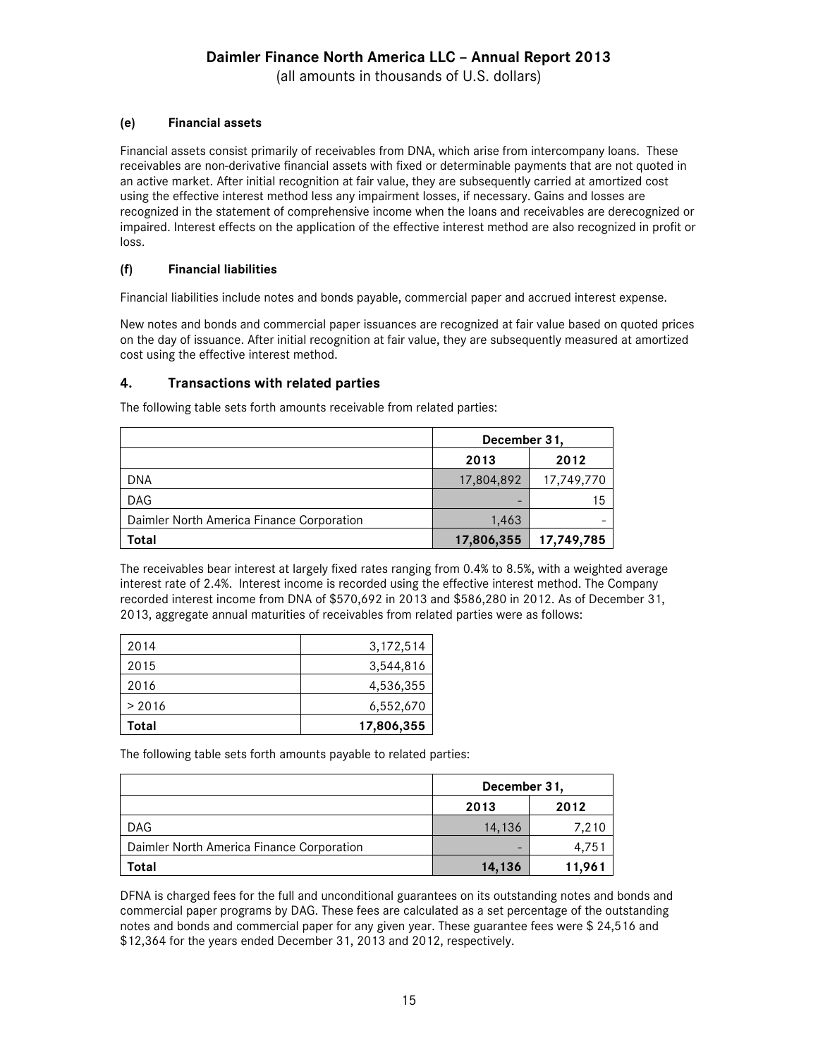#### (e) Financial assets

Financial assets consist primarily of receivables from DNA, which arise from intercompany loans. These receivables are non-derivative financial assets with fixed or determinable payments that are not quoted in an active market. After initial recognition at fair value, they are subsequently carried at amortized cost using the effective interest method less any impairment losses, if necessary. Gains and losses are recognized in the statement of comprehensive income when the loans and receivables are derecognized or impaired. Interest effects on the application of the effective interest method are also recognized in profit or loss.

#### (f) Financial liabilities

Financial liabilities include notes and bonds payable, commercial paper and accrued interest expense.

New notes and bonds and commercial paper issuances are recognized at fair value based on quoted prices on the day of issuance. After initial recognition at fair value, they are subsequently measured at amortized cost using the effective interest method.

## 4. Transactions with related parties

The following table sets forth amounts receivable from related parties:

| | December 31, | |
|---|---|---|
| | 2013 | 2012 |
| DNA | 17,804,892 | 17,749,770 |
| DAG | - | 15 |
| Daimler North America Finance Corporation | 1,463 | - |
| **Total** | **17,806,355** | **17,749,785** |

The receivables bear interest at largely fixed rates ranging from 0.4% to 8.5%, with a weighted average interest rate of 2.4%. Interest income is recorded using the effective interest method. The Company recorded interest income from DNA of $570,692 in 2013 and $586,280 in 2012. As of December 31, 2013, aggregate annual maturities of receivables from related parties were as follows:

| | |
|---|---|
| 2014 | 3,172,514 |
| 2015 | 3,544,816 |
| 2016 | 4,536,355 |
| > 2016 | 6,552,670 |
| **Total** | **17,806,355** |

The following table sets forth amounts payable to related parties:

| | December 31, | |
|---|---|---|
| | 2013 | 2012 |
| DAG | 14,136 | 7,210 |
| Daimler North America Finance Corporation | - | 4,751 |
| **Total** | **14,136** | **11,961** |

DFNA is charged fees for the full and unconditional guarantees on its outstanding notes and bonds and commercial paper programs by DAG. These fees are calculated as a set percentage of the outstanding notes and bonds and commercial paper for any given year. These guarantee fees were $ 24,516 and $12,364 for the years ended December 31, 2013 and 2012, respectively.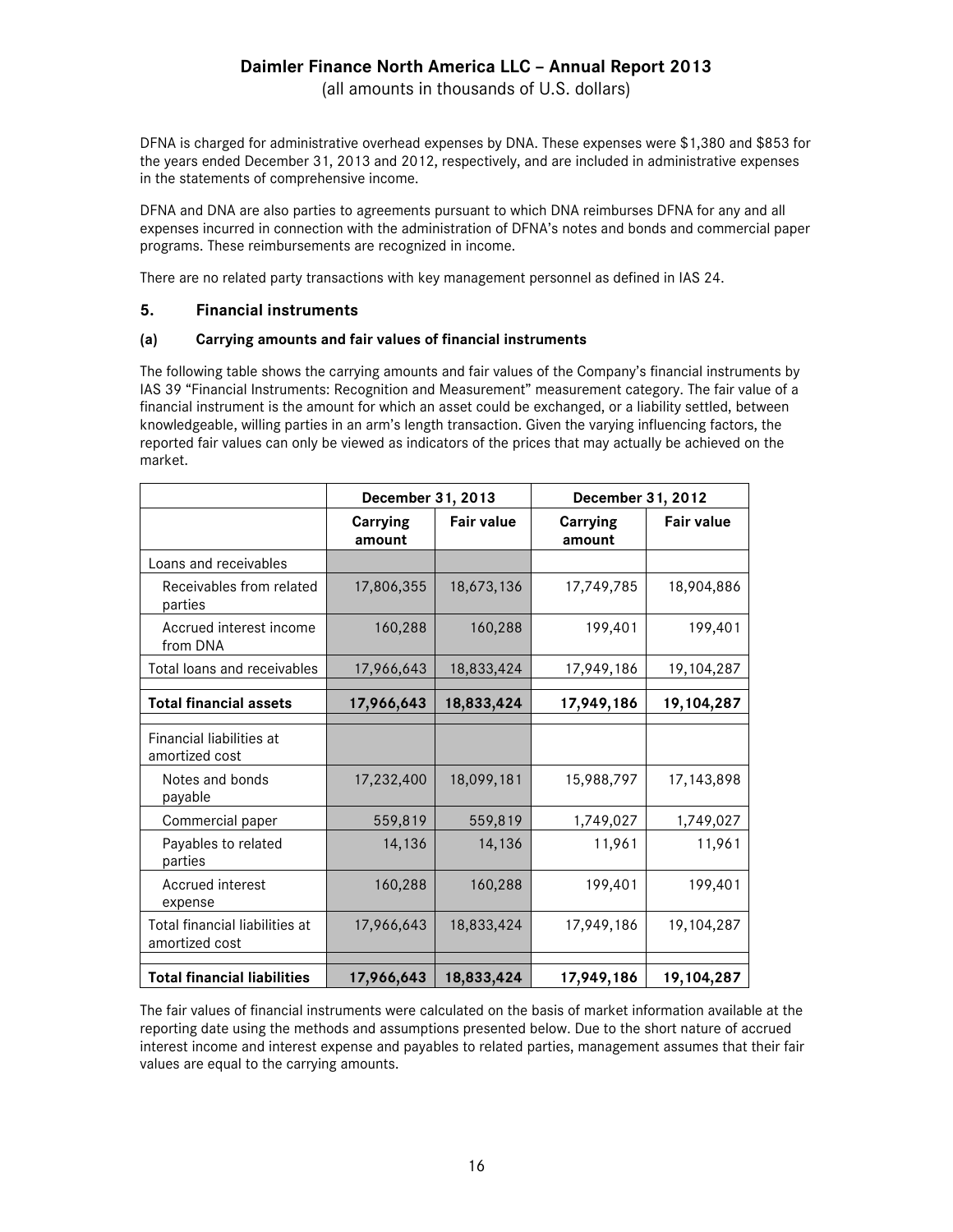DFNA is charged for administrative overhead expenses by DNA. These expenses were $1,380 and $853 for the years ended December 31, 2013 and 2012, respectively, and are included in administrative expenses in the statements of comprehensive income.

DFNA and DNA are also parties to agreements pursuant to which DNA reimburses DFNA for any and all expenses incurred in connection with the administration of DFNA's notes and bonds and commercial paper programs. These reimbursements are recognized in income.

There are no related party transactions with key management personnel as defined in IAS 24.

## 5. Financial instruments

### (a) Carrying amounts and fair values of financial instruments

The following table shows the carrying amounts and fair values of the Company's financial instruments by IAS 39 "Financial Instruments: Recognition and Measurement" measurement category. The fair value of a financial instrument is the amount for which an asset could be exchanged, or a liability settled, between knowledgeable, willing parties in an arm's length transaction. Given the varying influencing factors, the reported fair values can only be viewed as indicators of the prices that may actually be achieved on the market.

| | December 31, 2013 | | December 31, 2012 | |
|---|---|---|---|---|
| | Carrying amount | Fair value | Carrying amount | Fair value |
| Loans and receivables | | | | |
| Receivables from related parties | 17,806,355 | 18,673,136 | 17,749,785 | 18,904,886 |
| Accrued interest income from DNA | 160,288 | 160,288 | 199,401 | 199,401 |
| Total loans and receivables | 17,966,643 | 18,833,424 | 17,949,186 | 19,104,287 |
| **Total financial assets** | **17,966,643** | **18,833,424** | **17,949,186** | **19,104,287** |
| Financial liabilities at amortized cost | | | | |
| Notes and bonds payable | 17,232,400 | 18,099,181 | 15,988,797 | 17,143,898 |
| Commercial paper | 559,819 | 559,819 | 1,749,027 | 1,749,027 |
| Payables to related parties | 14,136 | 14,136 | 11,961 | 11,961 |
| Accrued interest expense | 160,288 | 160,288 | 199,401 | 199,401 |
| Total financial liabilities at amortized cost | 17,966,643 | 18,833,424 | 17,949,186 | 19,104,287 |
| **Total financial liabilities** | **17,966,643** | **18,833,424** | **17,949,186** | **19,104,287** |

The fair values of financial instruments were calculated on the basis of market information available at the reporting date using the methods and assumptions presented below. Due to the short nature of accrued interest income and interest expense and payables to related parties, management assumes that their fair values are equal to the carrying amounts.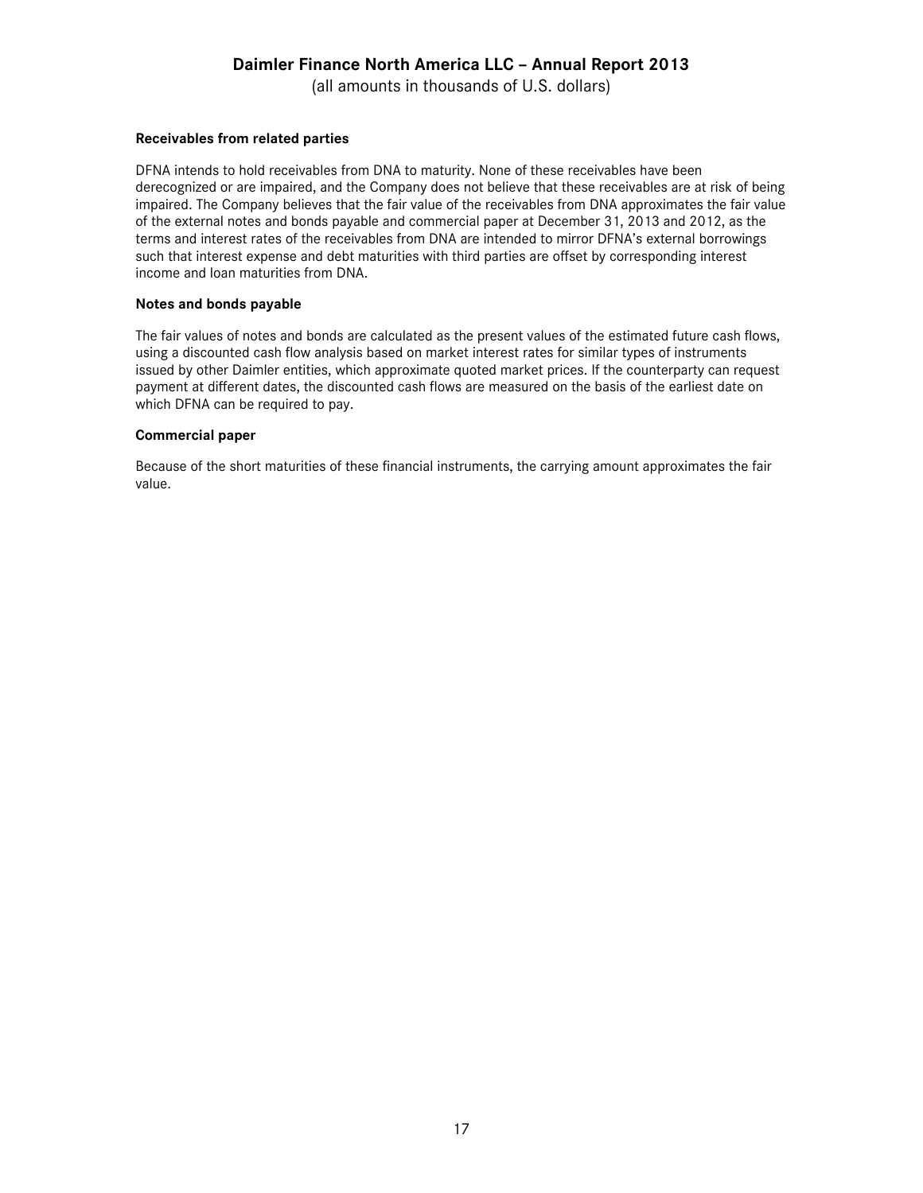**Receivables from related parties**

DFNA intends to hold receivables from DNA to maturity. None of these receivables have been derecognized or are impaired, and the Company does not believe that these receivables are at risk of being impaired. The Company believes that the fair value of the receivables from DNA approximates the fair value of the external notes and bonds payable and commercial paper at December 31, 2013 and 2012, as the terms and interest rates of the receivables from DNA are intended to mirror DFNA's external borrowings such that interest expense and debt maturities with third parties are offset by corresponding interest income and loan maturities from DNA.

**Notes and bonds payable**

The fair values of notes and bonds are calculated as the present values of the estimated future cash flows, using a discounted cash flow analysis based on market interest rates for similar types of instruments issued by other Daimler entities, which approximate quoted market prices. If the counterparty can request payment at different dates, the discounted cash flows are measured on the basis of the earliest date on which DFNA can be required to pay.

**Commercial paper**

Because of the short maturities of these financial instruments, the carrying amount approximates the fair value.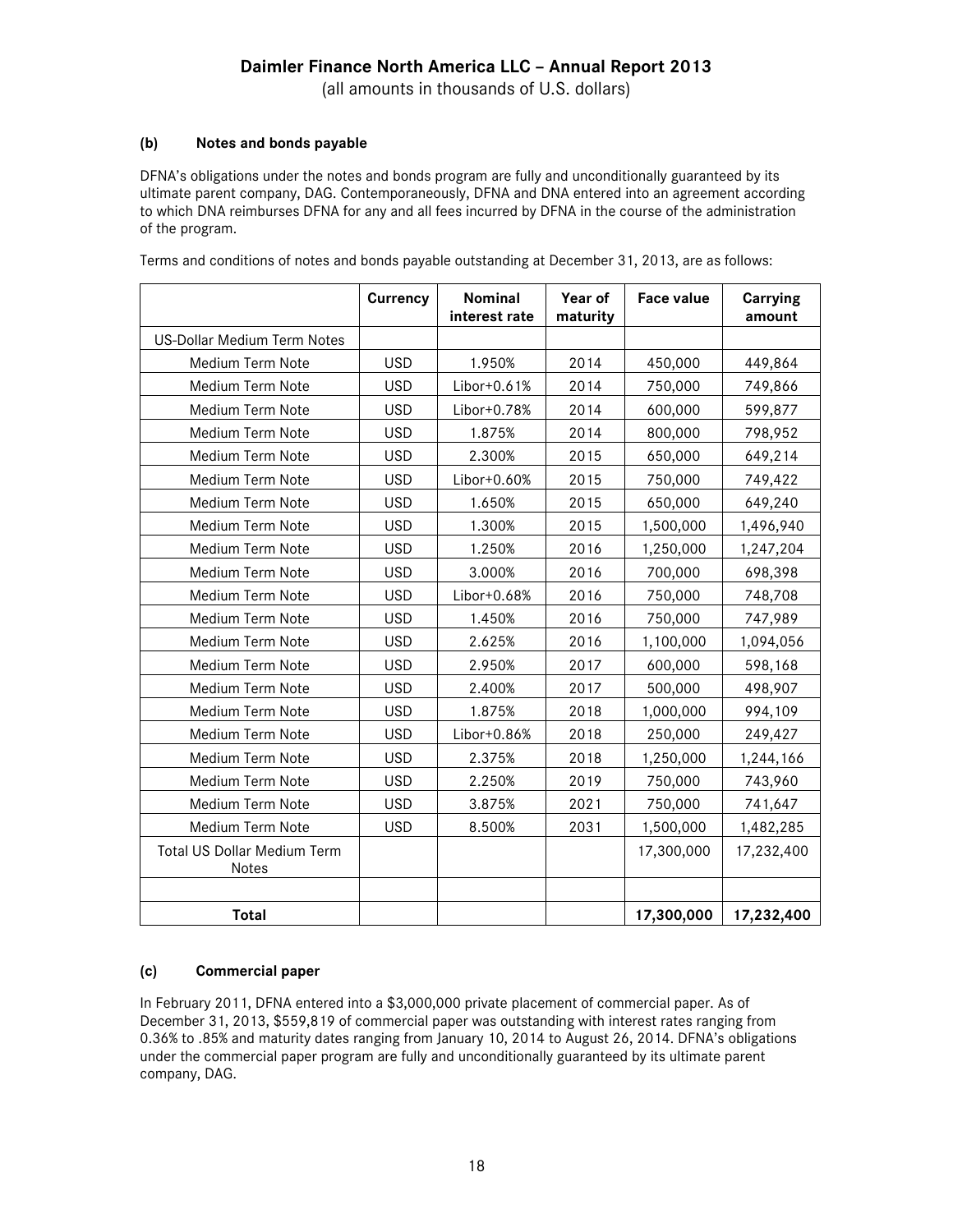Daimler Finance North America LLC – Annual Report 2013

(all amounts in thousands of U.S. dollars)

### (b) Notes and bonds payable

DFNA's obligations under the notes and bonds program are fully and unconditionally guaranteed by its ultimate parent company, DAG. Contemporaneously, DFNA and DNA entered into an agreement according to which DNA reimburses DFNA for any and all fees incurred by DFNA in the course of the administration of the program.

Terms and conditions of notes and bonds payable outstanding at December 31, 2013, are as follows:

| | Currency | Nominal interest rate | Year of maturity | Face value | Carrying amount |
|---|---|---|---|---|---|
| US-Dollar Medium Term Notes | | | | | |
| Medium Term Note | USD | 1.950% | 2014 | 450,000 | 449,864 |
| Medium Term Note | USD | Libor+0.61% | 2014 | 750,000 | 749,866 |
| Medium Term Note | USD | Libor+0.78% | 2014 | 600,000 | 599,877 |
| Medium Term Note | USD | 1.875% | 2014 | 800,000 | 798,952 |
| Medium Term Note | USD | 2.300% | 2015 | 650,000 | 649,214 |
| Medium Term Note | USD | Libor+0.60% | 2015 | 750,000 | 749,422 |
| Medium Term Note | USD | 1.650% | 2015 | 650,000 | 649,240 |
| Medium Term Note | USD | 1.300% | 2015 | 1,500,000 | 1,496,940 |
| Medium Term Note | USD | 1.250% | 2016 | 1,250,000 | 1,247,204 |
| Medium Term Note | USD | 3.000% | 2016 | 700,000 | 698,398 |
| Medium Term Note | USD | Libor+0.68% | 2016 | 750,000 | 748,708 |
| Medium Term Note | USD | 1.450% | 2016 | 750,000 | 747,989 |
| Medium Term Note | USD | 2.625% | 2016 | 1,100,000 | 1,094,056 |
| Medium Term Note | USD | 2.950% | 2017 | 600,000 | 598,168 |
| Medium Term Note | USD | 2.400% | 2017 | 500,000 | 498,907 |
| Medium Term Note | USD | 1.875% | 2018 | 1,000,000 | 994,109 |
| Medium Term Note | USD | Libor+0.86% | 2018 | 250,000 | 249,427 |
| Medium Term Note | USD | 2.375% | 2018 | 1,250,000 | 1,244,166 |
| Medium Term Note | USD | 2.250% | 2019 | 750,000 | 743,960 |
| Medium Term Note | USD | 3.875% | 2021 | 750,000 | 741,647 |
| Medium Term Note | USD | 8.500% | 2031 | 1,500,000 | 1,482,285 |
| Total US Dollar Medium Term Notes | | | | 17,300,000 | 17,232,400 |
| | | | | | |
| **Total** | | | | **17,300,000** | **17,232,400** |

### (c) Commercial paper

In February 2011, DFNA entered into a $3,000,000 private placement of commercial paper. As of December 31, 2013, $559,819 of commercial paper was outstanding with interest rates ranging from 0.36% to .85% and maturity dates ranging from January 10, 2014 to August 26, 2014. DFNA's obligations under the commercial paper program are fully and unconditionally guaranteed by its ultimate parent company, DAG.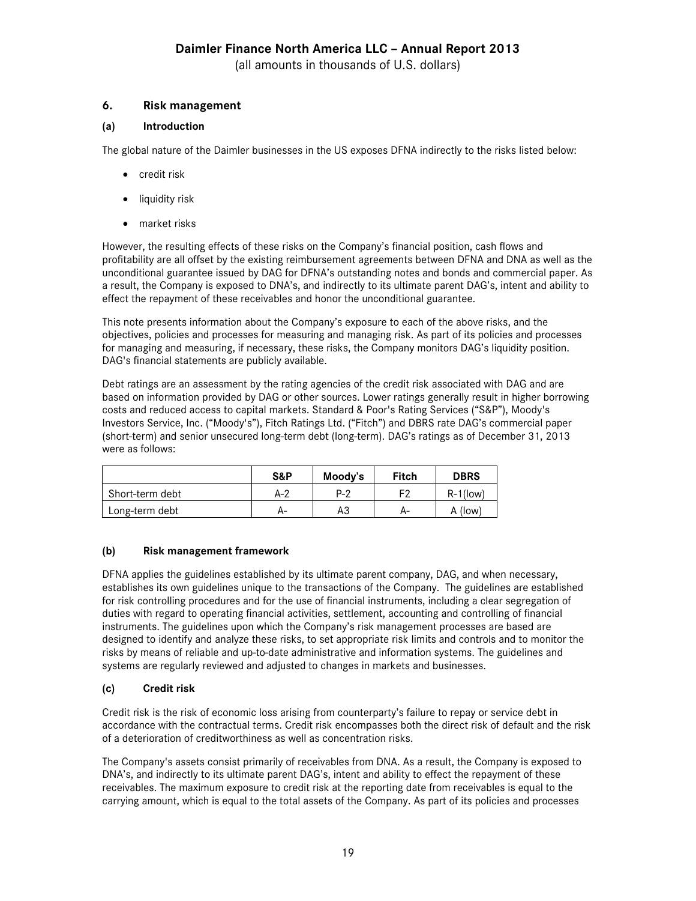## 6. Risk management

### (a) Introduction

The global nature of the Daimler businesses in the US exposes DFNA indirectly to the risks listed below:

- credit risk
- liquidity risk
- market risks

However, the resulting effects of these risks on the Company's financial position, cash flows and profitability are all offset by the existing reimbursement agreements between DFNA and DNA as well as the unconditional guarantee issued by DAG for DFNA's outstanding notes and bonds and commercial paper. As a result, the Company is exposed to DNA's, and indirectly to its ultimate parent DAG's, intent and ability to effect the repayment of these receivables and honor the unconditional guarantee.

This note presents information about the Company's exposure to each of the above risks, and the objectives, policies and processes for measuring and managing risk. As part of its policies and processes for managing and measuring, if necessary, these risks, the Company monitors DAG's liquidity position. DAG's financial statements are publicly available.

Debt ratings are an assessment by the rating agencies of the credit risk associated with DAG and are based on information provided by DAG or other sources. Lower ratings generally result in higher borrowing costs and reduced access to capital markets. Standard & Poor's Rating Services ("S&P"), Moody's Investors Service, Inc. ("Moody's"), Fitch Ratings Ltd. ("Fitch") and DBRS rate DAG's commercial paper (short-term) and senior unsecured long-term debt (long-term). DAG's ratings as of December 31, 2013 were as follows:

| | S&P | Moody's | Fitch | DBRS |
|---|---|---|---|---|
| Short-term debt | A-2 | P-2 | F2 | R-1(low) |
| Long-term debt | A- | A3 | A- | A (low) |

### (b) Risk management framework

DFNA applies the guidelines established by its ultimate parent company, DAG, and when necessary, establishes its own guidelines unique to the transactions of the Company. The guidelines are established for risk controlling procedures and for the use of financial instruments, including a clear segregation of duties with regard to operating financial activities, settlement, accounting and controlling of financial instruments. The guidelines upon which the Company's risk management processes are based are designed to identify and analyze these risks, to set appropriate risk limits and controls and to monitor the risks by means of reliable and up-to-date administrative and information systems. The guidelines and systems are regularly reviewed and adjusted to changes in markets and businesses.

### (c) Credit risk

Credit risk is the risk of economic loss arising from counterparty's failure to repay or service debt in accordance with the contractual terms. Credit risk encompasses both the direct risk of default and the risk of a deterioration of creditworthiness as well as concentration risks.

The Company's assets consist primarily of receivables from DNA. As a result, the Company is exposed to DNA's, and indirectly to its ultimate parent DAG's, intent and ability to effect the repayment of these receivables. The maximum exposure to credit risk at the reporting date from receivables is equal to the carrying amount, which is equal to the total assets of the Company. As part of its policies and processes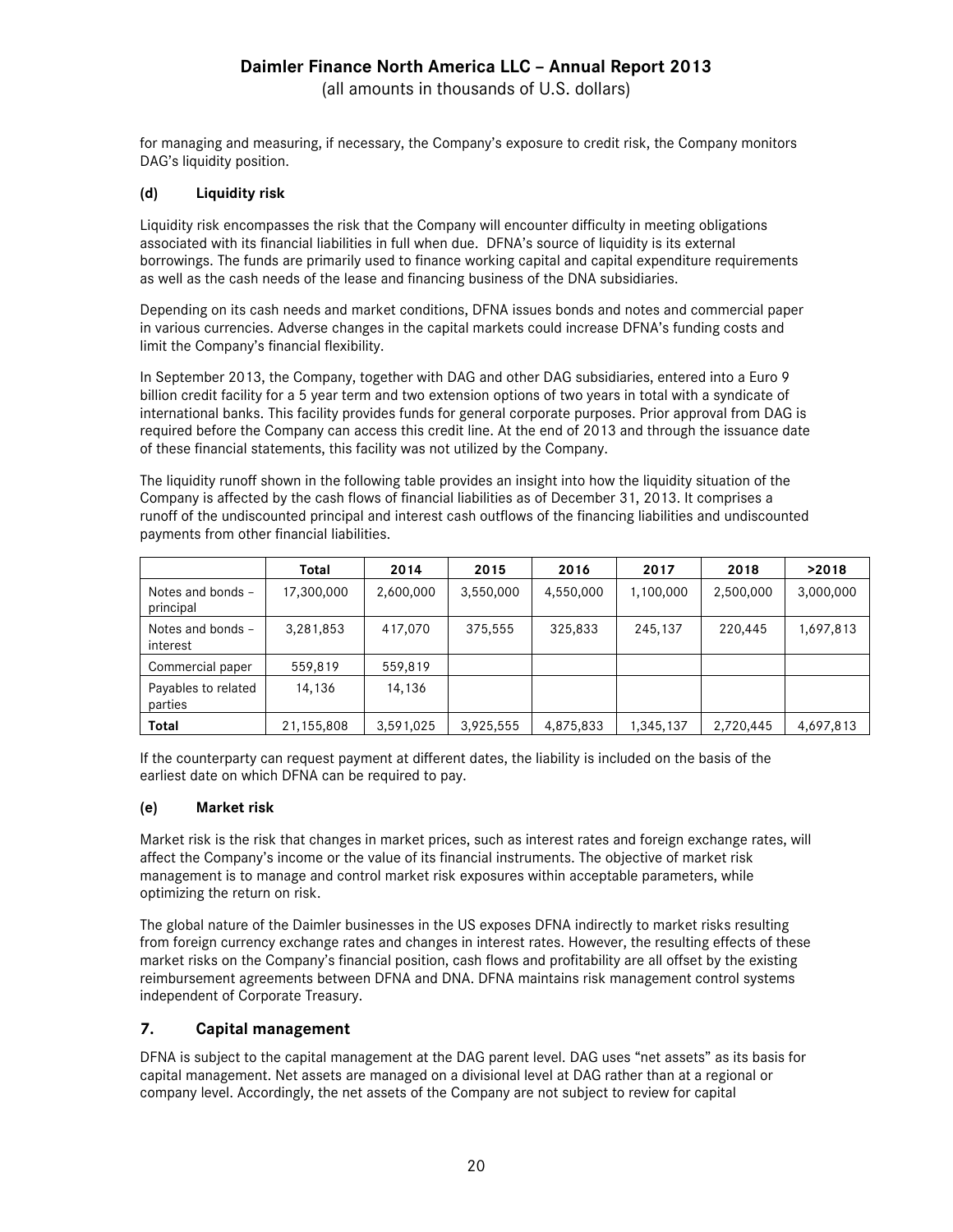for managing and measuring, if necessary, the Company's exposure to credit risk, the Company monitors DAG's liquidity position.

### (d) Liquidity risk

Liquidity risk encompasses the risk that the Company will encounter difficulty in meeting obligations associated with its financial liabilities in full when due. DFNA's source of liquidity is its external borrowings. The funds are primarily used to finance working capital and capital expenditure requirements as well as the cash needs of the lease and financing business of the DNA subsidiaries.

Depending on its cash needs and market conditions, DFNA issues bonds and notes and commercial paper in various currencies. Adverse changes in the capital markets could increase DFNA's funding costs and limit the Company's financial flexibility.

In September 2013, the Company, together with DAG and other DAG subsidiaries, entered into a Euro 9 billion credit facility for a 5 year term and two extension options of two years in total with a syndicate of international banks. This facility provides funds for general corporate purposes. Prior approval from DAG is required before the Company can access this credit line. At the end of 2013 and through the issuance date of these financial statements, this facility was not utilized by the Company.

The liquidity runoff shown in the following table provides an insight into how the liquidity situation of the Company is affected by the cash flows of financial liabilities as of December 31, 2013. It comprises a runoff of the undiscounted principal and interest cash outflows of the financing liabilities and undiscounted payments from other financial liabilities.

| | Total | 2014 | 2015 | 2016 | 2017 | 2018 | >2018 |
|---|---|---|---|---|---|---|---|
| Notes and bonds – principal | 17,300,000 | 2,600,000 | 3,550,000 | 4,550,000 | 1,100,000 | 2,500,000 | 3,000,000 |
| Notes and bonds – interest | 3,281,853 | 417,070 | 375,555 | 325,833 | 245,137 | 220,445 | 1,697,813 |
| Commercial paper | 559,819 | 559,819 | | | | | |
| Payables to related parties | 14,136 | 14,136 | | | | | |
| **Total** | 21,155,808 | 3,591,025 | 3,925,555 | 4,875,833 | 1,345,137 | 2,720,445 | 4,697,813 |

If the counterparty can request payment at different dates, the liability is included on the basis of the earliest date on which DFNA can be required to pay.

### (e) Market risk

Market risk is the risk that changes in market prices, such as interest rates and foreign exchange rates, will affect the Company's income or the value of its financial instruments. The objective of market risk management is to manage and control market risk exposures within acceptable parameters, while optimizing the return on risk.

The global nature of the Daimler businesses in the US exposes DFNA indirectly to market risks resulting from foreign currency exchange rates and changes in interest rates. However, the resulting effects of these market risks on the Company's financial position, cash flows and profitability are all offset by the existing reimbursement agreements between DFNA and DNA. DFNA maintains risk management control systems independent of Corporate Treasury.

## 7. Capital management

DFNA is subject to the capital management at the DAG parent level. DAG uses "net assets" as its basis for capital management. Net assets are managed on a divisional level at DAG rather than at a regional or company level. Accordingly, the net assets of the Company are not subject to review for capital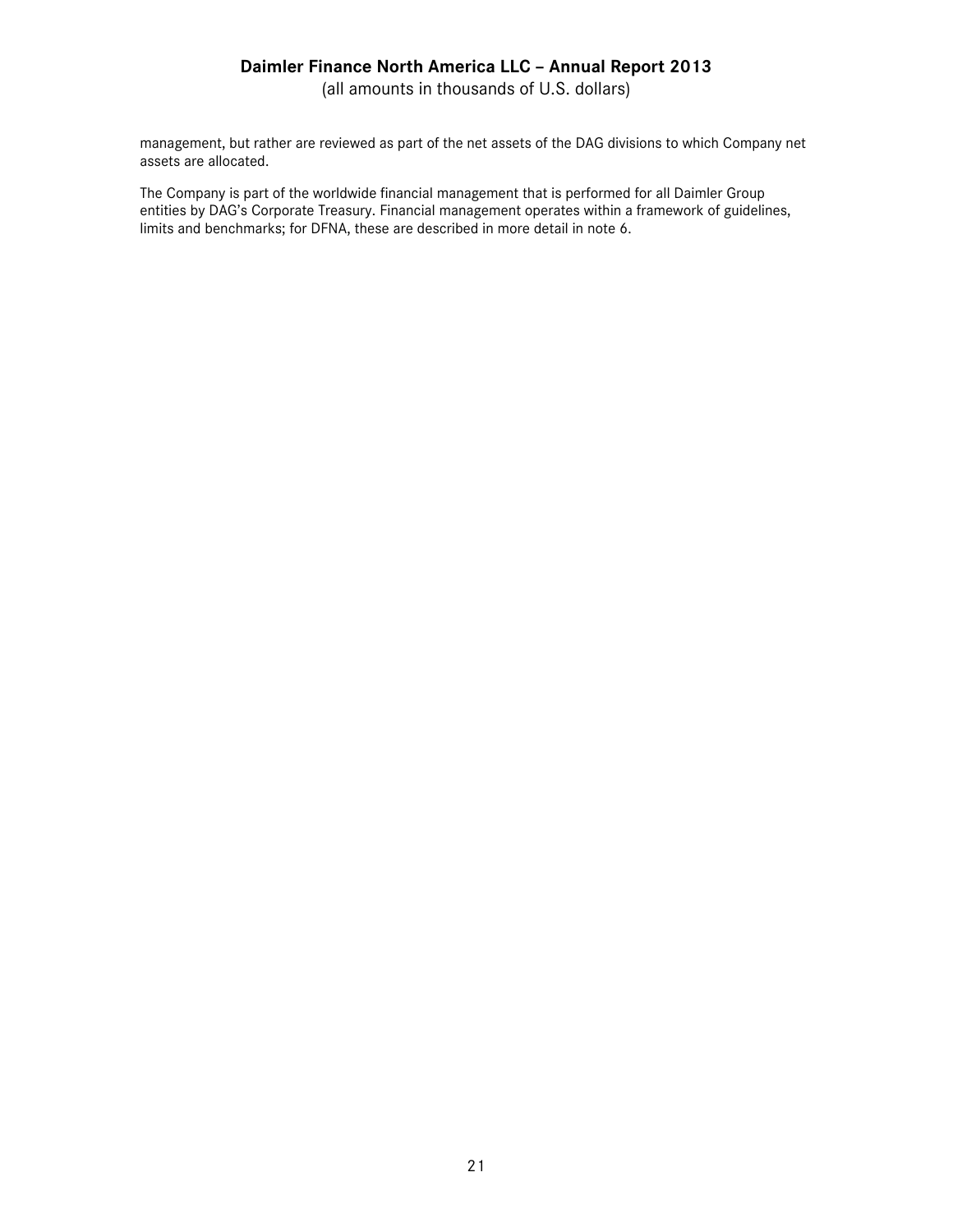management, but rather are reviewed as part of the net assets of the DAG divisions to which Company net assets are allocated.

The Company is part of the worldwide financial management that is performed for all Daimler Group entities by DAG's Corporate Treasury. Financial management operates within a framework of guidelines, limits and benchmarks; for DFNA, these are described in more detail in note 6.